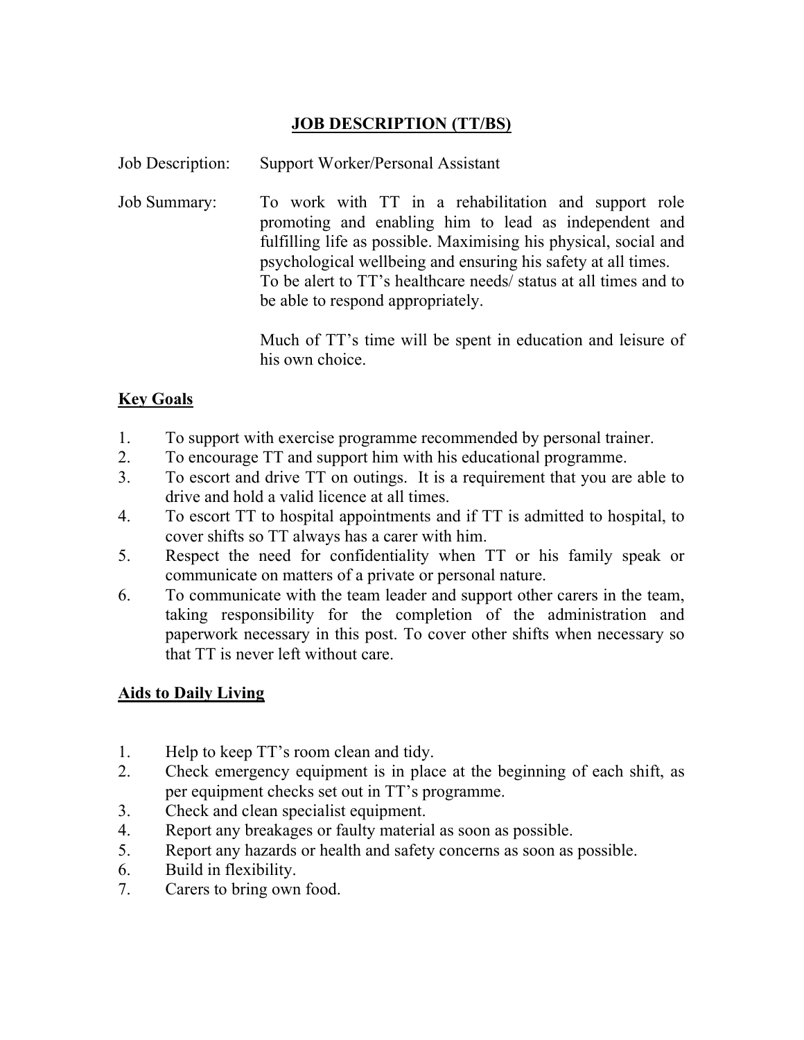# JOB DESCRIPTION (TT/BS)

Job Description: Support Worker/Personal Assistant

Job Summary: To work with TT in a rehabilitation and support role promoting and enabling him to lead as independent and fulfilling life as possible. Maximising his physical, social and psychological wellbeing and ensuring his safety at all times. To be alert to TT's healthcare needs/ status at all times and to be able to respond appropriately.

Much of TT's time will be spent in education and leisure of his own choice.

## Key Goals

1. To support with exercise programme recommended by personal trainer.
2. To encourage TT and support him with his educational programme.
3. To escort and drive TT on outings. It is a requirement that you are able to drive and hold a valid licence at all times.
4. To escort TT to hospital appointments and if TT is admitted to hospital, to cover shifts so TT always has a carer with him.
5. Respect the need for confidentiality when TT or his family speak or communicate on matters of a private or personal nature.
6. To communicate with the team leader and support other carers in the team, taking responsibility for the completion of the administration and paperwork necessary in this post. To cover other shifts when necessary so that TT is never left without care.

## Aids to Daily Living

1. Help to keep TT's room clean and tidy.
2. Check emergency equipment is in place at the beginning of each shift, as per equipment checks set out in TT's programme.
3. Check and clean specialist equipment.
4. Report any breakages or faulty material as soon as possible.
5. Report any hazards or health and safety concerns as soon as possible.
6. Build in flexibility.
7. Carers to bring own food.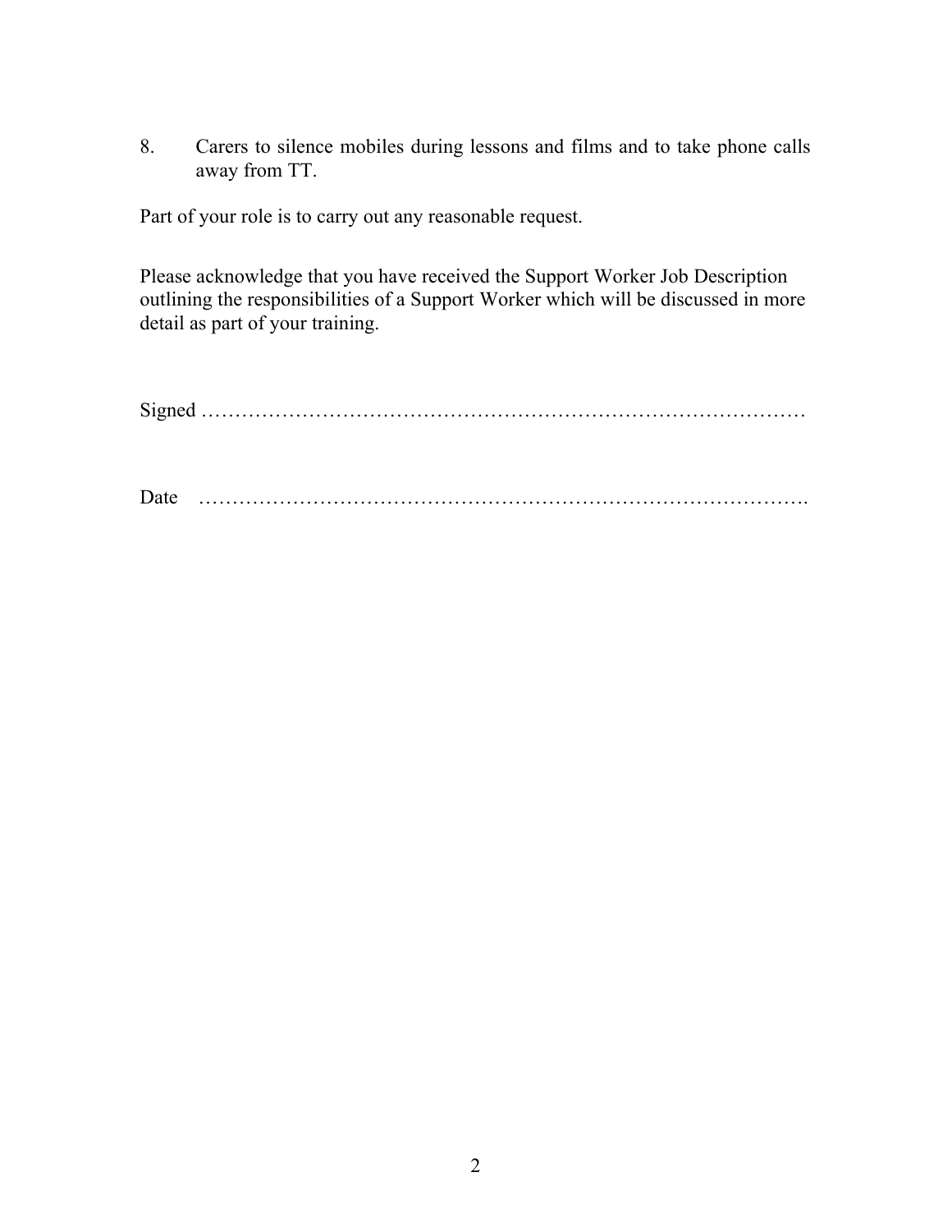8. Carers to silence mobiles during lessons and films and to take phone calls away from TT.

Part of your role is to carry out any reasonable request.

Please acknowledge that you have received the Support Worker Job Description outlining the responsibilities of a Support Worker which will be discussed in more detail as part of your training.

Signed ………………………………………………………………………………

Date ……………………………………………………………………………….